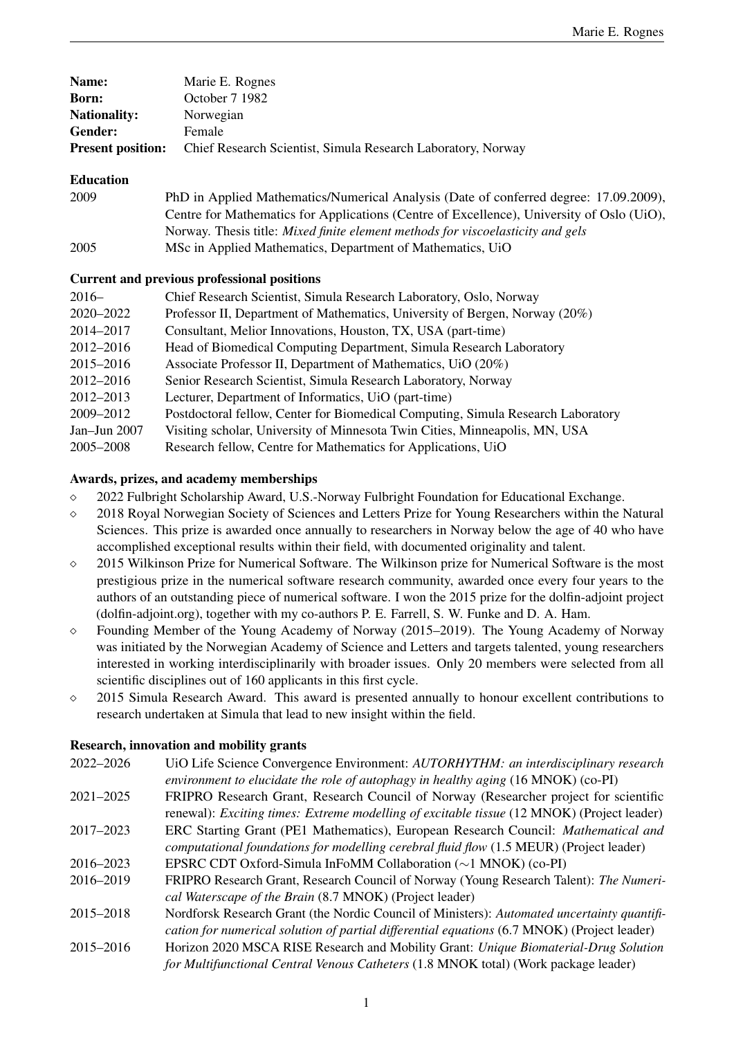| | |
|---|---|
| **Name:** | Marie E. Rognes |
| **Born:** | October 7 1982 |
| **Nationality:** | Norwegian |
| **Gender:** | Female |
| **Present position:** | Chief Research Scientist, Simula Research Laboratory, Norway |

### Education

| | |
|---|---|
| 2009 | PhD in Applied Mathematics/Numerical Analysis (Date of conferred degree: 17.09.2009), Centre for Mathematics for Applications (Centre of Excellence), University of Oslo (UiO), Norway. Thesis title: *Mixed finite element methods for viscoelasticity and gels* |
| 2005 | MSc in Applied Mathematics, Department of Mathematics, UiO |

### Current and previous professional positions

| | |
|---|---|
| 2016– | Chief Research Scientist, Simula Research Laboratory, Oslo, Norway |
| 2020–2022 | Professor II, Department of Mathematics, University of Bergen, Norway (20%) |
| 2014–2017 | Consultant, Melior Innovations, Houston, TX, USA (part-time) |
| 2012–2016 | Head of Biomedical Computing Department, Simula Research Laboratory |
| 2015–2016 | Associate Professor II, Department of Mathematics, UiO (20%) |
| 2012–2016 | Senior Research Scientist, Simula Research Laboratory, Norway |
| 2012–2013 | Lecturer, Department of Informatics, UiO (part-time) |
| 2009–2012 | Postdoctoral fellow, Center for Biomedical Computing, Simula Research Laboratory |
| Jan–Jun 2007 | Visiting scholar, University of Minnesota Twin Cities, Minneapolis, MN, USA |
| 2005–2008 | Research fellow, Centre for Mathematics for Applications, UiO |

### Awards, prizes, and academy memberships

- 2022 Fulbright Scholarship Award, U.S.-Norway Fulbright Foundation for Educational Exchange.
- 2018 Royal Norwegian Society of Sciences and Letters Prize for Young Researchers within the Natural Sciences. This prize is awarded once annually to researchers in Norway below the age of 40 who have accomplished exceptional results within their field, with documented originality and talent.
- 2015 Wilkinson Prize for Numerical Software. The Wilkinson prize for Numerical Software is the most prestigious prize in the numerical software research community, awarded once every four years to the authors of an outstanding piece of numerical software. I won the 2015 prize for the dolfin-adjoint project (dolfin-adjoint.org), together with my co-authors P. E. Farrell, S. W. Funke and D. A. Ham.
- Founding Member of the Young Academy of Norway (2015–2019). The Young Academy of Norway was initiated by the Norwegian Academy of Science and Letters and targets talented, young researchers interested in working interdisciplinarily with broader issues. Only 20 members were selected from all scientific disciplines out of 160 applicants in this first cycle.
- 2015 Simula Research Award. This award is presented annually to honour excellent contributions to research undertaken at Simula that lead to new insight within the field.

### Research, innovation and mobility grants

| | |
|---|---|
| 2022–2026 | UiO Life Science Convergence Environment: *AUTORHYTHM: an interdisciplinary research environment to elucidate the role of autophagy in healthy aging* (16 MNOK) (co-PI) |
| 2021–2025 | FRIPRO Research Grant, Research Council of Norway (Researcher project for scientific renewal): *Exciting times: Extreme modelling of excitable tissue* (12 MNOK) (Project leader) |
| 2017–2023 | ERC Starting Grant (PE1 Mathematics), European Research Council: *Mathematical and computational foundations for modelling cerebral fluid flow* (1.5 MEUR) (Project leader) |
| 2016–2023 | EPSRC CDT Oxford-Simula InFoMM Collaboration ($\sim$1 MNOK) (co-PI) |
| 2016–2019 | FRIPRO Research Grant, Research Council of Norway (Young Research Talent): *The Numerical Waterscape of the Brain* (8.7 MNOK) (Project leader) |
| 2015–2018 | Nordforsk Research Grant (the Nordic Council of Ministers): *Automated uncertainty quantification for numerical solution of partial differential equations* (6.7 MNOK) (Project leader) |
| 2015–2016 | Horizon 2020 MSCA RISE Research and Mobility Grant: *Unique Biomaterial-Drug Solution for Multifunctional Central Venous Catheters* (1.8 MNOK total) (Work package leader) |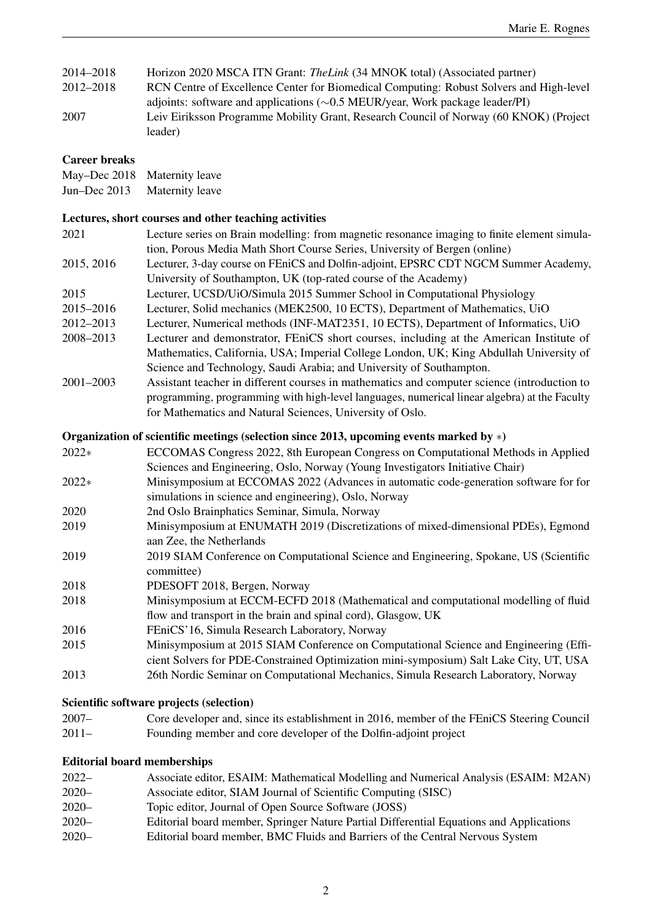| | |
|---|---|
| 2014–2018 | Horizon 2020 MSCA ITN Grant: *TheLink* (34 MNOK total) (Associated partner) |
| 2012–2018 | RCN Centre of Excellence Center for Biomedical Computing: Robust Solvers and High-level adjoints: software and applications (∼0.5 MEUR/year, Work package leader/PI) |
| 2007 | Leiv Eiriksson Programme Mobility Grant, Research Council of Norway (60 KNOK) (Project leader) |

### Career breaks

| | |
|---|---|
| May–Dec 2018 | Maternity leave |
| Jun–Dec 2013 | Maternity leave |

### Lectures, short courses and other teaching activities

| | |
|---|---|
| 2021 | Lecture series on Brain modelling: from magnetic resonance imaging to finite element simulation, Porous Media Math Short Course Series, University of Bergen (online) |
| 2015, 2016 | Lecturer, 3-day course on FEniCS and Dolfin-adjoint, EPSRC CDT NGCM Summer Academy, University of Southampton, UK (top-rated course of the Academy) |
| 2015 | Lecturer, UCSD/UiO/Simula 2015 Summer School in Computational Physiology |
| 2015–2016 | Lecturer, Solid mechanics (MEK2500, 10 ECTS), Department of Mathematics, UiO |
| 2012–2013 | Lecturer, Numerical methods (INF-MAT2351, 10 ECTS), Department of Informatics, UiO |
| 2008–2013 | Lecturer and demonstrator, FEniCS short courses, including at the American Institute of Mathematics, California, USA; Imperial College London, UK; King Abdullah University of Science and Technology, Saudi Arabia; and University of Southampton. |
| 2001–2003 | Assistant teacher in different courses in mathematics and computer science (introduction to programming, programming with high-level languages, numerical linear algebra) at the Faculty for Mathematics and Natural Sciences, University of Oslo. |

### Organization of scientific meetings (selection since 2013, upcoming events marked by ∗)

| | |
|---|---|
| 2022∗ | ECCOMAS Congress 2022, 8th European Congress on Computational Methods in Applied Sciences and Engineering, Oslo, Norway (Young Investigators Initiative Chair) |
| 2022∗ | Minisymposium at ECCOMAS 2022 (Advances in automatic code-generation software for for simulations in science and engineering), Oslo, Norway |
| 2020 | 2nd Oslo Brainphatics Seminar, Simula, Norway |
| 2019 | Minisymposium at ENUMATH 2019 (Discretizations of mixed-dimensional PDEs), Egmond aan Zee, the Netherlands |
| 2019 | 2019 SIAM Conference on Computational Science and Engineering, Spokane, US (Scientific committee) |
| 2018 | PDESOFT 2018, Bergen, Norway |
| 2018 | Minisymposium at ECCM-ECFD 2018 (Mathematical and computational modelling of fluid flow and transport in the brain and spinal cord), Glasgow, UK |
| 2016 | FEniCS'16, Simula Research Laboratory, Norway |
| 2015 | Minisymposium at 2015 SIAM Conference on Computational Science and Engineering (Efficient Solvers for PDE-Constrained Optimization mini-symposium) Salt Lake City, UT, USA |
| 2013 | 26th Nordic Seminar on Computational Mechanics, Simula Research Laboratory, Norway |

### Scientific software projects (selection)

| | |
|---|---|
| 2007– | Core developer and, since its establishment in 2016, member of the FEniCS Steering Council |
| 2011– | Founding member and core developer of the Dolfin-adjoint project |

### Editorial board memberships

| | |
|---|---|
| 2022– | Associate editor, ESAIM: Mathematical Modelling and Numerical Analysis (ESAIM: M2AN) |
| 2020– | Associate editor, SIAM Journal of Scientific Computing (SISC) |
| 2020– | Topic editor, Journal of Open Source Software (JOSS) |
| 2020– | Editorial board member, Springer Nature Partial Differential Equations and Applications |
| 2020– | Editorial board member, BMC Fluids and Barriers of the Central Nervous System |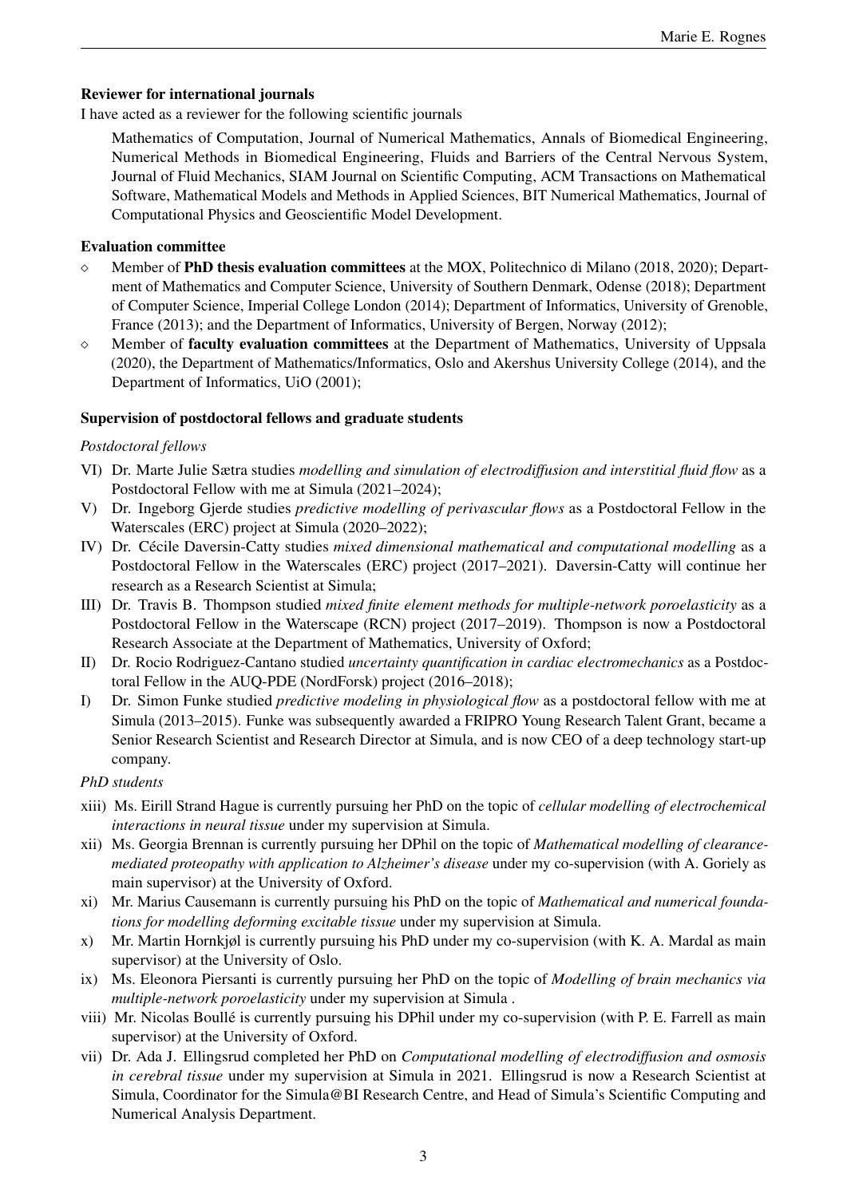#### Reviewer for international journals

I have acted as a reviewer for the following scientific journals

> Mathematics of Computation, Journal of Numerical Mathematics, Annals of Biomedical Engineering, Numerical Methods in Biomedical Engineering, Fluids and Barriers of the Central Nervous System, Journal of Fluid Mechanics, SIAM Journal on Scientific Computing, ACM Transactions on Mathematical Software, Mathematical Models and Methods in Applied Sciences, BIT Numerical Mathematics, Journal of Computational Physics and Geoscientific Model Development.

#### Evaluation committee

- Member of **PhD thesis evaluation committees** at the MOX, Politechnico di Milano (2018, 2020); Department of Mathematics and Computer Science, University of Southern Denmark, Odense (2018); Department of Computer Science, Imperial College London (2014); Department of Informatics, University of Grenoble, France (2013); and the Department of Informatics, University of Bergen, Norway (2012);
- Member of **faculty evaluation committees** at the Department of Mathematics, University of Uppsala (2020), the Department of Mathematics/Informatics, Oslo and Akershus University College (2014), and the Department of Informatics, UiO (2001);

#### Supervision of postdoctoral fellows and graduate students

*Postdoctoral fellows*

VI) Dr. Marte Julie Sætra studies *modelling and simulation of electrodiffusion and interstitial fluid flow* as a Postdoctoral Fellow with me at Simula (2021–2024);

V) Dr. Ingeborg Gjerde studies *predictive modelling of perivascular flows* as a Postdoctoral Fellow in the Waterscales (ERC) project at Simula (2020–2022);

IV) Dr. Cécile Daversin-Catty studies *mixed dimensional mathematical and computational modelling* as a Postdoctoral Fellow in the Waterscales (ERC) project (2017–2021). Daversin-Catty will continue her research as a Research Scientist at Simula;

III) Dr. Travis B. Thompson studied *mixed finite element methods for multiple-network poroelasticity* as a Postdoctoral Fellow in the Waterscape (RCN) project (2017–2019). Thompson is now a Postdoctoral Research Associate at the Department of Mathematics, University of Oxford;

II) Dr. Rocio Rodriguez-Cantano studied *uncertainty quantification in cardiac electromechanics* as a Postdoctoral Fellow in the AUQ-PDE (NordForsk) project (2016–2018);

I) Dr. Simon Funke studied *predictive modeling in physiological flow* as a postdoctoral fellow with me at Simula (2013–2015). Funke was subsequently awarded a FRIPRO Young Research Talent Grant, became a Senior Research Scientist and Research Director at Simula, and is now CEO of a deep technology start-up company.

*PhD students*

xiii) Ms. Eirill Strand Hague is currently pursuing her PhD on the topic of *cellular modelling of electrochemical interactions in neural tissue* under my supervision at Simula.

xii) Ms. Georgia Brennan is currently pursuing her DPhil on the topic of *Mathematical modelling of clearance-mediated proteopathy with application to Alzheimer's disease* under my co-supervision (with A. Goriely as main supervisor) at the University of Oxford.

xi) Mr. Marius Causemann is currently pursuing his PhD on the topic of *Mathematical and numerical foundations for modelling deforming excitable tissue* under my supervision at Simula.

x) Mr. Martin Hornkjøl is currently pursuing his PhD under my co-supervision (with K. A. Mardal as main supervisor) at the University of Oslo.

ix) Ms. Eleonora Piersanti is currently pursuing her PhD on the topic of *Modelling of brain mechanics via multiple-network poroelasticity* under my supervision at Simula .

viii) Mr. Nicolas Boullé is currently pursuing his DPhil under my co-supervision (with P. E. Farrell as main supervisor) at the University of Oxford.

vii) Dr. Ada J. Ellingsrud completed her PhD on *Computational modelling of electrodiffusion and osmosis in cerebral tissue* under my supervision at Simula in 2021. Ellingsrud is now a Research Scientist at Simula, Coordinator for the Simula@BI Research Centre, and Head of Simula's Scientific Computing and Numerical Analysis Department.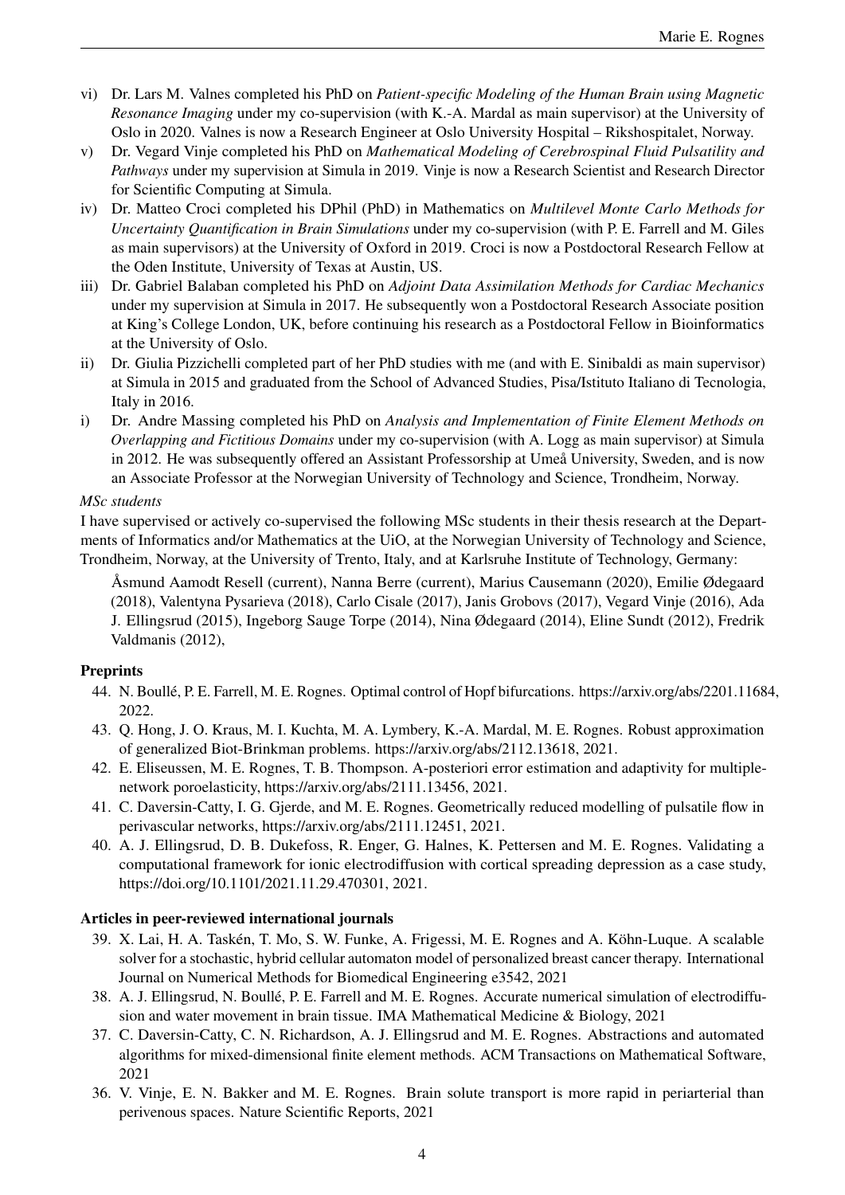vi) Dr. Lars M. Valnes completed his PhD on *Patient-specific Modeling of the Human Brain using Magnetic Resonance Imaging* under my co-supervision (with K.-A. Mardal as main supervisor) at the University of Oslo in 2020. Valnes is now a Research Engineer at Oslo University Hospital – Rikshospitalet, Norway.

v) Dr. Vegard Vinje completed his PhD on *Mathematical Modeling of Cerebrospinal Fluid Pulsatility and Pathways* under my supervision at Simula in 2019. Vinje is now a Research Scientist and Research Director for Scientific Computing at Simula.

iv) Dr. Matteo Croci completed his DPhil (PhD) in Mathematics on *Multilevel Monte Carlo Methods for Uncertainty Quantification in Brain Simulations* under my co-supervision (with P. E. Farrell and M. Giles as main supervisors) at the University of Oxford in 2019. Croci is now a Postdoctoral Research Fellow at the Oden Institute, University of Texas at Austin, US.

iii) Dr. Gabriel Balaban completed his PhD on *Adjoint Data Assimilation Methods for Cardiac Mechanics* under my supervision at Simula in 2017. He subsequently won a Postdoctoral Research Associate position at King's College London, UK, before continuing his research as a Postdoctoral Fellow in Bioinformatics at the University of Oslo.

ii) Dr. Giulia Pizzichelli completed part of her PhD studies with me (and with E. Sinibaldi as main supervisor) at Simula in 2015 and graduated from the School of Advanced Studies, Pisa/Istituto Italiano di Tecnologia, Italy in 2016.

i) Dr. Andre Massing completed his PhD on *Analysis and Implementation of Finite Element Methods on Overlapping and Fictitious Domains* under my co-supervision (with A. Logg as main supervisor) at Simula in 2012. He was subsequently offered an Assistant Professorship at Umeå University, Sweden, and is now an Associate Professor at the Norwegian University of Technology and Science, Trondheim, Norway.

*MSc students*

I have supervised or actively co-supervised the following MSc students in their thesis research at the Departments of Informatics and/or Mathematics at the UiO, at the Norwegian University of Technology and Science, Trondheim, Norway, at the University of Trento, Italy, and at Karlsruhe Institute of Technology, Germany:

Åsmund Aamodt Resell (current), Nanna Berre (current), Marius Causemann (2020), Emilie Ødegaard (2018), Valentyna Pysarieva (2018), Carlo Cisale (2017), Janis Grobovs (2017), Vegard Vinje (2016), Ada J. Ellingsrud (2015), Ingeborg Sauge Torpe (2014), Nina Ødegaard (2014), Eline Sundt (2012), Fredrik Valdmanis (2012),

**Preprints**

44. N. Boullé, P. E. Farrell, M. E. Rognes. Optimal control of Hopf bifurcations. https://arxiv.org/abs/2201.11684, 2022.
43. Q. Hong, J. O. Kraus, M. I. Kuchta, M. A. Lymbery, K.-A. Mardal, M. E. Rognes. Robust approximation of generalized Biot-Brinkman problems. https://arxiv.org/abs/2112.13618, 2021.
42. E. Eliseussen, M. E. Rognes, T. B. Thompson. A-posteriori error estimation and adaptivity for multiple-network poroelasticity, https://arxiv.org/abs/2111.13456, 2021.
41. C. Daversin-Catty, I. G. Gjerde, and M. E. Rognes. Geometrically reduced modelling of pulsatile flow in perivascular networks, https://arxiv.org/abs/2111.12451, 2021.
40. A. J. Ellingsrud, D. B. Dukefoss, R. Enger, G. Halnes, K. Pettersen and M. E. Rognes. Validating a computational framework for ionic electrodiffusion with cortical spreading depression as a case study, https://doi.org/10.1101/2021.11.29.470301, 2021.

**Articles in peer-reviewed international journals**

39. X. Lai, H. A. Taskén, T. Mo, S. W. Funke, A. Frigessi, M. E. Rognes and A. Köhn-Luque. A scalable solver for a stochastic, hybrid cellular automaton model of personalized breast cancer therapy. International Journal on Numerical Methods for Biomedical Engineering e3542, 2021
38. A. J. Ellingsrud, N. Boullé, P. E. Farrell and M. E. Rognes. Accurate numerical simulation of electrodiffusion and water movement in brain tissue. IMA Mathematical Medicine & Biology, 2021
37. C. Daversin-Catty, C. N. Richardson, A. J. Ellingsrud and M. E. Rognes. Abstractions and automated algorithms for mixed-dimensional finite element methods. ACM Transactions on Mathematical Software, 2021
36. V. Vinje, E. N. Bakker and M. E. Rognes. Brain solute transport is more rapid in periarterial than perivenous spaces. Nature Scientific Reports, 2021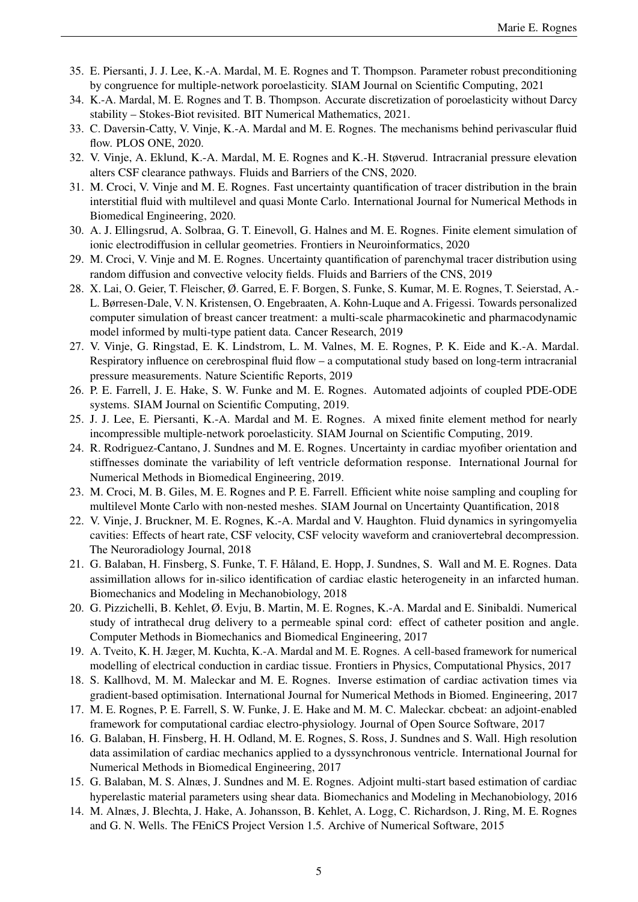35. E. Piersanti, J. J. Lee, K.-A. Mardal, M. E. Rognes and T. Thompson. Parameter robust preconditioning by congruence for multiple-network poroelasticity. SIAM Journal on Scientific Computing, 2021
34. K.-A. Mardal, M. E. Rognes and T. B. Thompson. Accurate discretization of poroelasticity without Darcy stability – Stokes-Biot revisited. BIT Numerical Mathematics, 2021.
33. C. Daversin-Catty, V. Vinje, K.-A. Mardal and M. E. Rognes. The mechanisms behind perivascular fluid flow. PLOS ONE, 2020.
32. V. Vinje, A. Eklund, K.-A. Mardal, M. E. Rognes and K.-H. Støverud. Intracranial pressure elevation alters CSF clearance pathways. Fluids and Barriers of the CNS, 2020.
31. M. Croci, V. Vinje and M. E. Rognes. Fast uncertainty quantification of tracer distribution in the brain interstitial fluid with multilevel and quasi Monte Carlo. International Journal for Numerical Methods in Biomedical Engineering, 2020.
30. A. J. Ellingsrud, A. Solbraa, G. T. Einevoll, G. Halnes and M. E. Rognes. Finite element simulation of ionic electrodiffusion in cellular geometries. Frontiers in Neuroinformatics, 2020
29. M. Croci, V. Vinje and M. E. Rognes. Uncertainty quantification of parenchymal tracer distribution using random diffusion and convective velocity fields. Fluids and Barriers of the CNS, 2019
28. X. Lai, O. Geier, T. Fleischer, Ø. Garred, E. F. Borgen, S. Funke, S. Kumar, M. E. Rognes, T. Seierstad, A.-L. Børresen-Dale, V. N. Kristensen, O. Engebraaten, A. Kohn-Luque and A. Frigessi. Towards personalized computer simulation of breast cancer treatment: a multi-scale pharmacokinetic and pharmacodynamic model informed by multi-type patient data. Cancer Research, 2019
27. V. Vinje, G. Ringstad, E. K. Lindstrom, L. M. Valnes, M. E. Rognes, P. K. Eide and K.-A. Mardal. Respiratory influence on cerebrospinal fluid flow – a computational study based on long-term intracranial pressure measurements. Nature Scientific Reports, 2019
26. P. E. Farrell, J. E. Hake, S. W. Funke and M. E. Rognes. Automated adjoints of coupled PDE-ODE systems. SIAM Journal on Scientific Computing, 2019.
25. J. J. Lee, E. Piersanti, K.-A. Mardal and M. E. Rognes. A mixed finite element method for nearly incompressible multiple-network poroelasticity. SIAM Journal on Scientific Computing, 2019.
24. R. Rodriguez-Cantano, J. Sundnes and M. E. Rognes. Uncertainty in cardiac myofiber orientation and stiffnesses dominate the variability of left ventricle deformation response. International Journal for Numerical Methods in Biomedical Engineering, 2019.
23. M. Croci, M. B. Giles, M. E. Rognes and P. E. Farrell. Efficient white noise sampling and coupling for multilevel Monte Carlo with non-nested meshes. SIAM Journal on Uncertainty Quantification, 2018
22. V. Vinje, J. Bruckner, M. E. Rognes, K.-A. Mardal and V. Haughton. Fluid dynamics in syringomyelia cavities: Effects of heart rate, CSF velocity, CSF velocity waveform and craniovertebral decompression. The Neuroradiology Journal, 2018
21. G. Balaban, H. Finsberg, S. Funke, T. F. Håland, E. Hopp, J. Sundnes, S. Wall and M. E. Rognes. Data assimillation allows for in-silico identification of cardiac elastic heterogeneity in an infarcted human. Biomechanics and Modeling in Mechanobiology, 2018
20. G. Pizzichelli, B. Kehlet, Ø. Evju, B. Martin, M. E. Rognes, K.-A. Mardal and E. Sinibaldi. Numerical study of intrathecal drug delivery to a permeable spinal cord: effect of catheter position and angle. Computer Methods in Biomechanics and Biomedical Engineering, 2017
19. A. Tveito, K. H. Jæger, M. Kuchta, K.-A. Mardal and M. E. Rognes. A cell-based framework for numerical modelling of electrical conduction in cardiac tissue. Frontiers in Physics, Computational Physics, 2017
18. S. Kallhovd, M. M. Maleckar and M. E. Rognes. Inverse estimation of cardiac activation times via gradient-based optimisation. International Journal for Numerical Methods in Biomed. Engineering, 2017
17. M. E. Rognes, P. E. Farrell, S. W. Funke, J. E. Hake and M. M. C. Maleckar. cbcbeat: an adjoint-enabled framework for computational cardiac electro-physiology. Journal of Open Source Software, 2017
16. G. Balaban, H. Finsberg, H. H. Odland, M. E. Rognes, S. Ross, J. Sundnes and S. Wall. High resolution data assimilation of cardiac mechanics applied to a dyssynchronous ventricle. International Journal for Numerical Methods in Biomedical Engineering, 2017
15. G. Balaban, M. S. Alnæs, J. Sundnes and M. E. Rognes. Adjoint multi-start based estimation of cardiac hyperelastic material parameters using shear data. Biomechanics and Modeling in Mechanobiology, 2016
14. M. Alnæs, J. Blechta, J. Hake, A. Johansson, B. Kehlet, A. Logg, C. Richardson, J. Ring, M. E. Rognes and G. N. Wells. The FEniCS Project Version 1.5. Archive of Numerical Software, 2015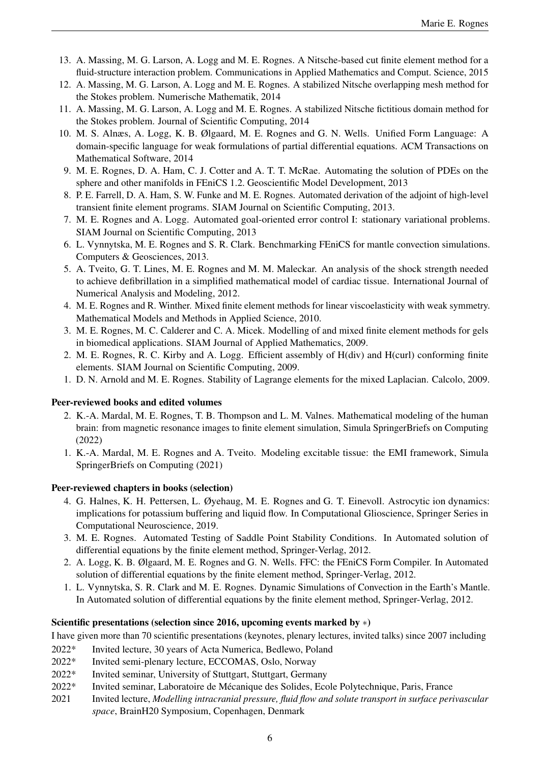13. A. Massing, M. G. Larson, A. Logg and M. E. Rognes. A Nitsche-based cut finite element method for a fluid-structure interaction problem. Communications in Applied Mathematics and Comput. Science, 2015
12. A. Massing, M. G. Larson, A. Logg and M. E. Rognes. A stabilized Nitsche overlapping mesh method for the Stokes problem. Numerische Mathematik, 2014
11. A. Massing, M. G. Larson, A. Logg and M. E. Rognes. A stabilized Nitsche fictitious domain method for the Stokes problem. Journal of Scientific Computing, 2014
10. M. S. Alnæs, A. Logg, K. B. Ølgaard, M. E. Rognes and G. N. Wells. Unified Form Language: A domain-specific language for weak formulations of partial differential equations. ACM Transactions on Mathematical Software, 2014
9. M. E. Rognes, D. A. Ham, C. J. Cotter and A. T. T. McRae. Automating the solution of PDEs on the sphere and other manifolds in FEniCS 1.2. Geoscientific Model Development, 2013
8. P. E. Farrell, D. A. Ham, S. W. Funke and M. E. Rognes. Automated derivation of the adjoint of high-level transient finite element programs. SIAM Journal on Scientific Computing, 2013.
7. M. E. Rognes and A. Logg. Automated goal-oriented error control I: stationary variational problems. SIAM Journal on Scientific Computing, 2013
6. L. Vynnytska, M. E. Rognes and S. R. Clark. Benchmarking FEniCS for mantle convection simulations. Computers & Geosciences, 2013.
5. A. Tveito, G. T. Lines, M. E. Rognes and M. M. Maleckar. An analysis of the shock strength needed to achieve defibrillation in a simplified mathematical model of cardiac tissue. International Journal of Numerical Analysis and Modeling, 2012.
4. M. E. Rognes and R. Winther. Mixed finite element methods for linear viscoelasticity with weak symmetry. Mathematical Models and Methods in Applied Science, 2010.
3. M. E. Rognes, M. C. Calderer and C. A. Micek. Modelling of and mixed finite element methods for gels in biomedical applications. SIAM Journal of Applied Mathematics, 2009.
2. M. E. Rognes, R. C. Kirby and A. Logg. Efficient assembly of H(div) and H(curl) conforming finite elements. SIAM Journal on Scientific Computing, 2009.
1. D. N. Arnold and M. E. Rognes. Stability of Lagrange elements for the mixed Laplacian. Calcolo, 2009.

**Peer-reviewed books and edited volumes**

2. K.-A. Mardal, M. E. Rognes, T. B. Thompson and L. M. Valnes. Mathematical modeling of the human brain: from magnetic resonance images to finite element simulation, Simula SpringerBriefs on Computing (2022)
1. K.-A. Mardal, M. E. Rognes and A. Tveito. Modeling excitable tissue: the EMI framework, Simula SpringerBriefs on Computing (2021)

**Peer-reviewed chapters in books (selection)**

4. G. Halnes, K. H. Pettersen, L. Øyehaug, M. E. Rognes and G. T. Einevoll. Astrocytic ion dynamics: implications for potassium buffering and liquid flow. In Computational Glioscience, Springer Series in Computational Neuroscience, 2019.
3. M. E. Rognes. Automated Testing of Saddle Point Stability Conditions. In Automated solution of differential equations by the finite element method, Springer-Verlag, 2012.
2. A. Logg, K. B. Ølgaard, M. E. Rognes and G. N. Wells. FFC: the FEniCS Form Compiler. In Automated solution of differential equations by the finite element method, Springer-Verlag, 2012.
1. L. Vynnytska, S. R. Clark and M. E. Rognes. Dynamic Simulations of Convection in the Earth's Mantle. In Automated solution of differential equations by the finite element method, Springer-Verlag, 2012.

**Scientific presentations (selection since 2016, upcoming events marked by ∗)**

I have given more than 70 scientific presentations (keynotes, plenary lectures, invited talks) since 2007 including

- 2022* Invited lecture, 30 years of Acta Numerica, Bedlewo, Poland
- 2022* Invited semi-plenary lecture, ECCOMAS, Oslo, Norway
- 2022* Invited seminar, University of Stuttgart, Stuttgart, Germany
- 2022* Invited seminar, Laboratoire de Mécanique des Solides, Ecole Polytechnique, Paris, France
- 2021 Invited lecture, *Modelling intracranial pressure, fluid flow and solute transport in surface perivascular space*, BrainH20 Symposium, Copenhagen, Denmark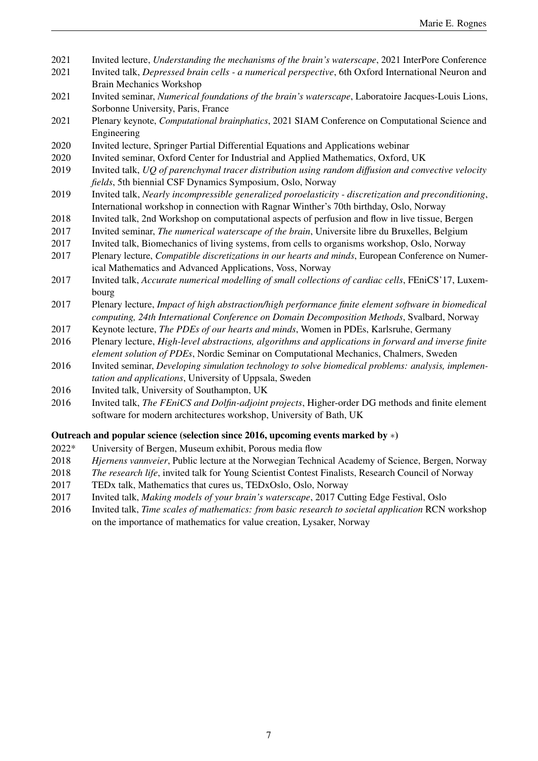2021 Invited lecture, *Understanding the mechanisms of the brain's waterscape*, 2021 InterPore Conference

2021 Invited talk, *Depressed brain cells - a numerical perspective*, 6th Oxford International Neuron and Brain Mechanics Workshop

2021 Invited seminar, *Numerical foundations of the brain's waterscape*, Laboratoire Jacques-Louis Lions, Sorbonne University, Paris, France

2021 Plenary keynote, *Computational brainphatics*, 2021 SIAM Conference on Computational Science and Engineering

2020 Invited lecture, Springer Partial Differential Equations and Applications webinar

2020 Invited seminar, Oxford Center for Industrial and Applied Mathematics, Oxford, UK

2019 Invited talk, *UQ of parenchymal tracer distribution using random diffusion and convective velocity fields*, 5th biennial CSF Dynamics Symposium, Oslo, Norway

2019 Invited talk, *Nearly incompressible generalized poroelasticity - discretization and preconditioning*, International workshop in connection with Ragnar Winther's 70th birthday, Oslo, Norway

2018 Invited talk, 2nd Workshop on computational aspects of perfusion and flow in live tissue, Bergen

2017 Invited seminar, *The numerical waterscape of the brain*, Universite libre du Bruxelles, Belgium

2017 Invited talk, Biomechanics of living systems, from cells to organisms workshop, Oslo, Norway

2017 Plenary lecture, *Compatible discretizations in our hearts and minds*, European Conference on Numerical Mathematics and Advanced Applications, Voss, Norway

2017 Invited talk, *Accurate numerical modelling of small collections of cardiac cells*, FEniCS'17, Luxembourg

2017 Plenary lecture, *Impact of high abstraction/high performance finite element software in biomedical computing, 24th International Conference on Domain Decomposition Methods*, Svalbard, Norway

2017 Keynote lecture, *The PDEs of our hearts and minds*, Women in PDEs, Karlsruhe, Germany

2016 Plenary lecture, *High-level abstractions, algorithms and applications in forward and inverse finite element solution of PDEs*, Nordic Seminar on Computational Mechanics, Chalmers, Sweden

2016 Invited seminar, *Developing simulation technology to solve biomedical problems: analysis, implementation and applications*, University of Uppsala, Sweden

2016 Invited talk, University of Southampton, UK

2016 Invited talk, *The FEniCS and Dolfin-adjoint projects*, Higher-order DG methods and finite element software for modern architectures workshop, University of Bath, UK

**Outreach and popular science (selection since 2016, upcoming events marked by $*$)**

2022* University of Bergen, Museum exhibit, Porous media flow

2018 *Hjernens vannveier*, Public lecture at the Norwegian Technical Academy of Science, Bergen, Norway

2018 *The research life*, invited talk for Young Scientist Contest Finalists, Research Council of Norway

2017 TEDx talk, Mathematics that cures us, TEDxOslo, Oslo, Norway

2017 Invited talk, *Making models of your brain's waterscape*, 2017 Cutting Edge Festival, Oslo

2016 Invited talk, *Time scales of mathematics: from basic research to societal application* RCN workshop on the importance of mathematics for value creation, Lysaker, Norway